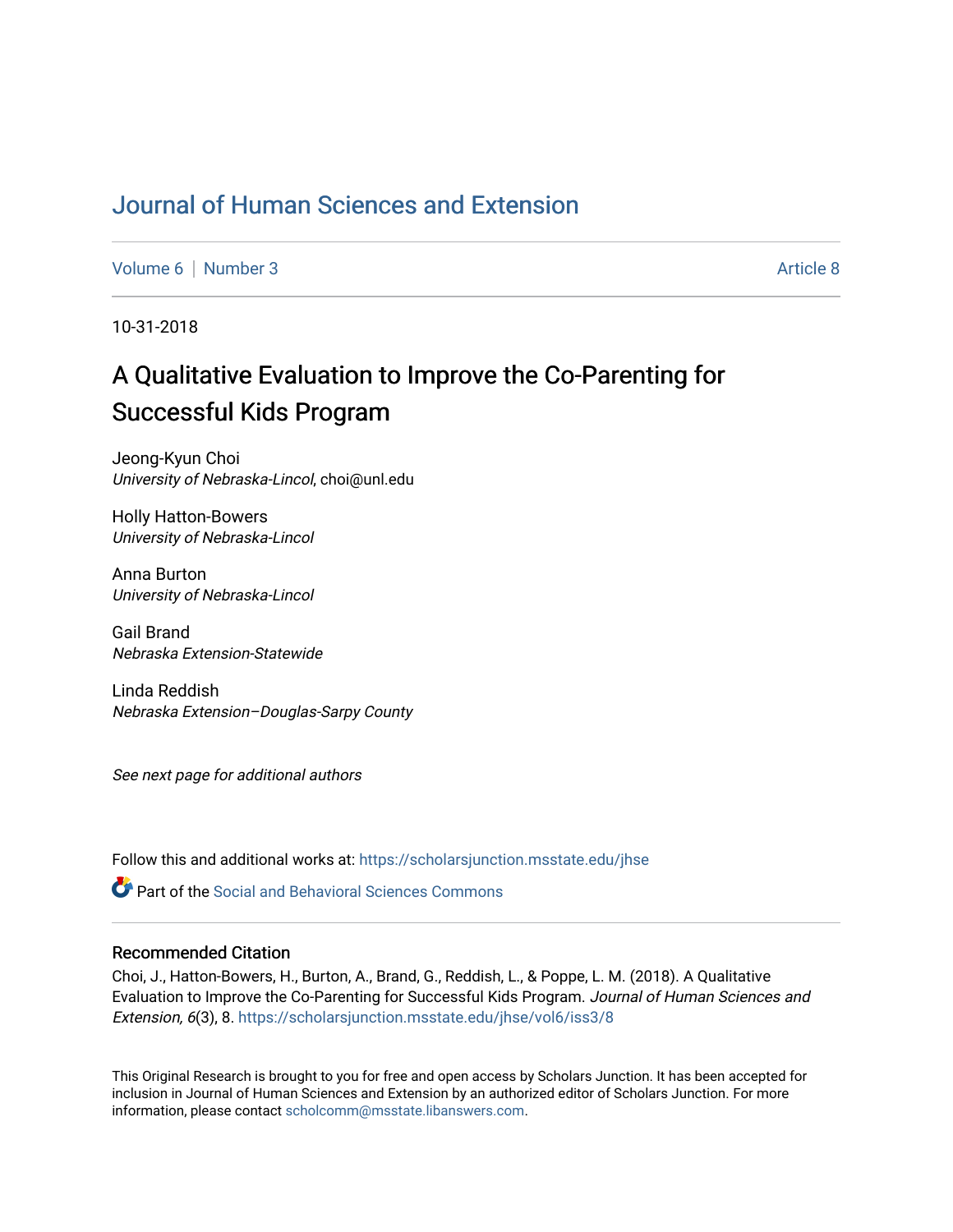# Journal of Human Sciences and Extension

Volume 6 | Number 3 Article 8

10-31-2018

## A Qualitative Evaluation to Improve the Co-Parenting for Successful Kids Program

Jeong-Kyun Choi
*University of Nebraska-Lincol*, choi@unl.edu

Holly Hatton-Bowers
*University of Nebraska-Lincol*

Anna Burton
*University of Nebraska-Lincol*

Gail Brand
*Nebraska Extension-Statewide*

Linda Reddish
*Nebraska Extension–Douglas-Sarpy County*

*See next page for additional authors*

Follow this and additional works at: https://scholarsjunction.msstate.edu/jhse

Part of the Social and Behavioral Sciences Commons

### Recommended Citation

Choi, J., Hatton-Bowers, H., Burton, A., Brand, G., Reddish, L., & Poppe, L. M. (2018). A Qualitative Evaluation to Improve the Co-Parenting for Successful Kids Program. *Journal of Human Sciences and Extension, 6*(3), 8. https://scholarsjunction.msstate.edu/jhse/vol6/iss3/8

This Original Research is brought to you for free and open access by Scholars Junction. It has been accepted for inclusion in Journal of Human Sciences and Extension by an authorized editor of Scholars Junction. For more information, please contact scholcomm@msstate.libanswers.com.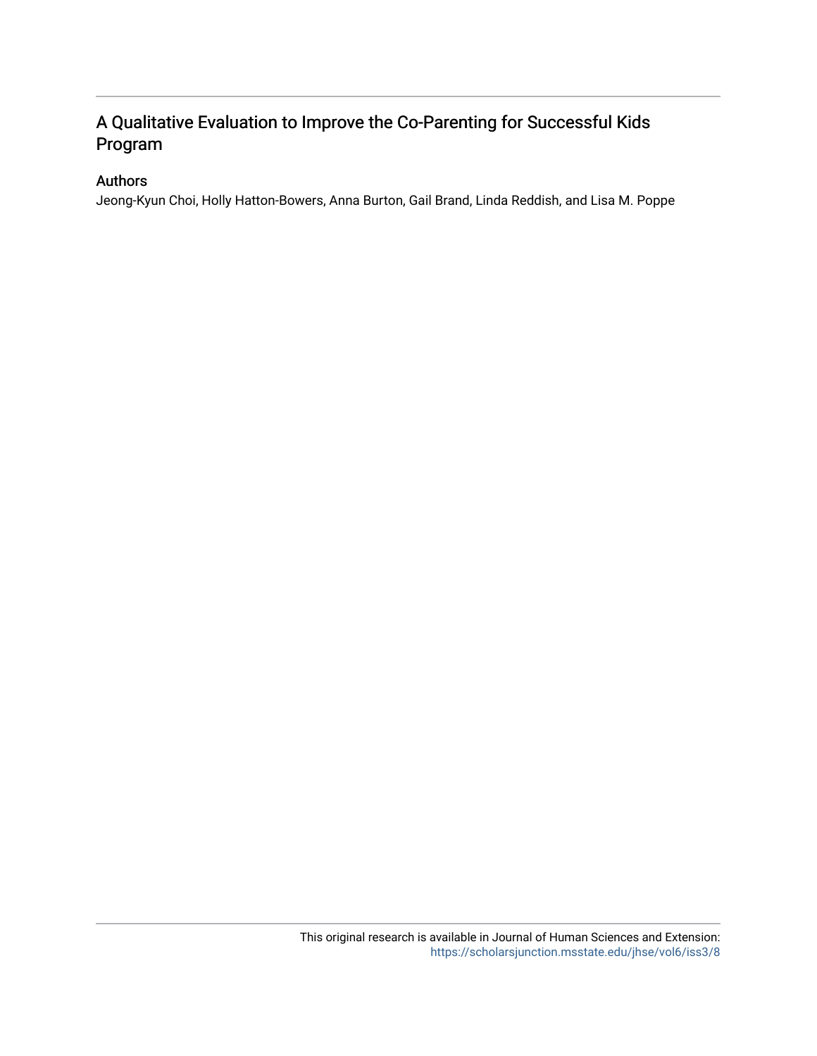# A Qualitative Evaluation to Improve the Co-Parenting for Successful Kids Program

## Authors

Jeong-Kyun Choi, Holly Hatton-Bowers, Anna Burton, Gail Brand, Linda Reddish, and Lisa M. Poppe

This original research is available in Journal of Human Sciences and Extension: https://scholarsjunction.msstate.edu/jhse/vol6/iss3/8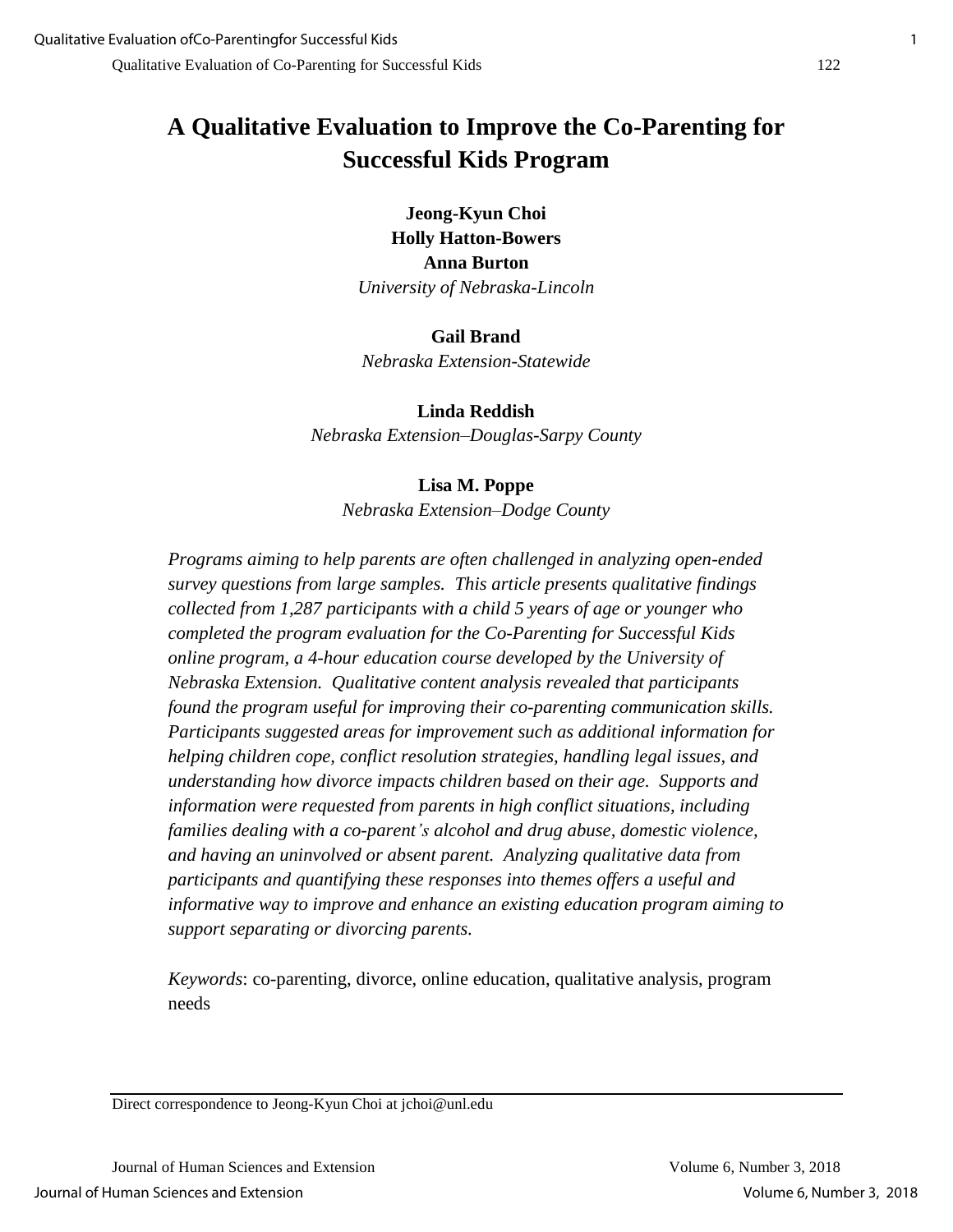# A Qualitative Evaluation to Improve the Co-Parenting for Successful Kids Program

**Jeong-Kyun Choi**
**Holly Hatton-Bowers**
**Anna Burton**
*University of Nebraska-Lincoln*

**Gail Brand**
*Nebraska Extension-Statewide*

**Linda Reddish**
*Nebraska Extension–Douglas-Sarpy County*

**Lisa M. Poppe**
*Nebraska Extension–Dodge County*

*Programs aiming to help parents are often challenged in analyzing open-ended survey questions from large samples. This article presents qualitative findings collected from 1,287 participants with a child 5 years of age or younger who completed the program evaluation for the Co-Parenting for Successful Kids online program, a 4-hour education course developed by the University of Nebraska Extension. Qualitative content analysis revealed that participants found the program useful for improving their co-parenting communication skills. Participants suggested areas for improvement such as additional information for helping children cope, conflict resolution strategies, handling legal issues, and understanding how divorce impacts children based on their age. Supports and information were requested from parents in high conflict situations, including families dealing with a co-parent's alcohol and drug abuse, domestic violence, and having an uninvolved or absent parent. Analyzing qualitative data from participants and quantifying these responses into themes offers a useful and informative way to improve and enhance an existing education program aiming to support separating or divorcing parents.*

*Keywords*: co-parenting, divorce, online education, qualitative analysis, program needs

Direct correspondence to Jeong-Kyun Choi at jchoi@unl.edu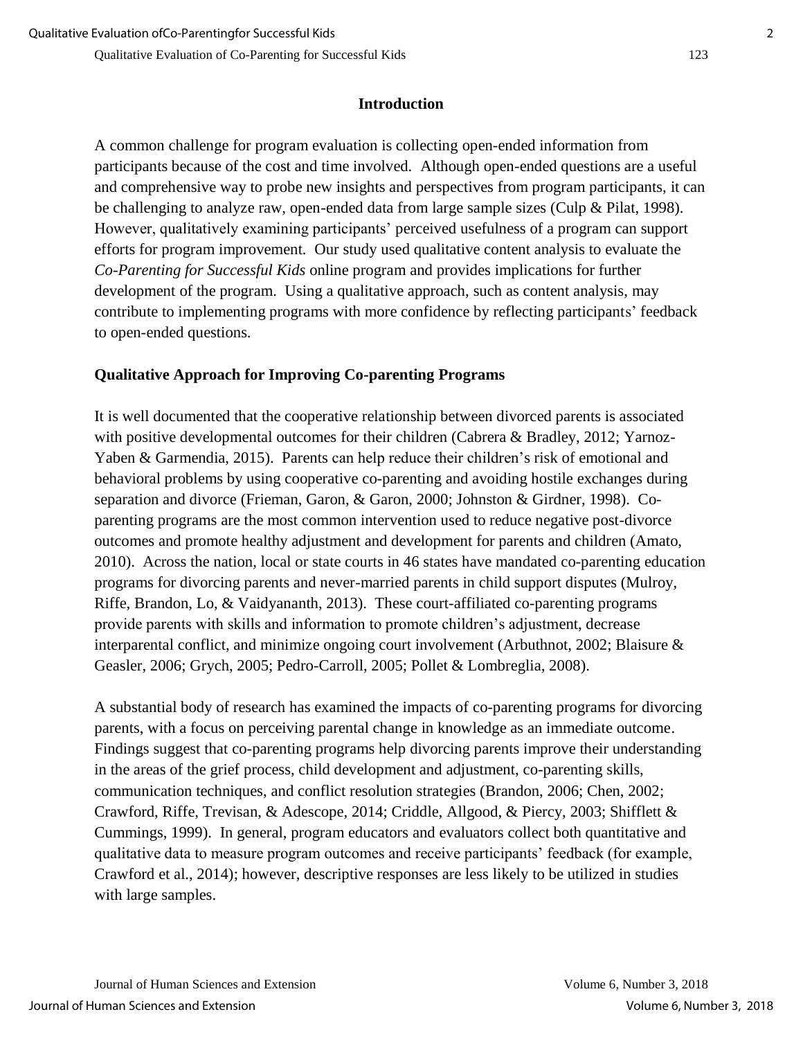## Introduction

A common challenge for program evaluation is collecting open-ended information from participants because of the cost and time involved. Although open-ended questions are a useful and comprehensive way to probe new insights and perspectives from program participants, it can be challenging to analyze raw, open-ended data from large sample sizes (Culp & Pilat, 1998). However, qualitatively examining participants' perceived usefulness of a program can support efforts for program improvement. Our study used qualitative content analysis to evaluate the *Co-Parenting for Successful Kids* online program and provides implications for further development of the program. Using a qualitative approach, such as content analysis, may contribute to implementing programs with more confidence by reflecting participants' feedback to open-ended questions.

### Qualitative Approach for Improving Co-parenting Programs

It is well documented that the cooperative relationship between divorced parents is associated with positive developmental outcomes for their children (Cabrera & Bradley, 2012; Yarnoz-Yaben & Garmendia, 2015). Parents can help reduce their children's risk of emotional and behavioral problems by using cooperative co-parenting and avoiding hostile exchanges during separation and divorce (Frieman, Garon, & Garon, 2000; Johnston & Girdner, 1998). Co-parenting programs are the most common intervention used to reduce negative post-divorce outcomes and promote healthy adjustment and development for parents and children (Amato, 2010). Across the nation, local or state courts in 46 states have mandated co-parenting education programs for divorcing parents and never-married parents in child support disputes (Mulroy, Riffe, Brandon, Lo, & Vaidyananth, 2013). These court-affiliated co-parenting programs provide parents with skills and information to promote children's adjustment, decrease interparental conflict, and minimize ongoing court involvement (Arbuthnot, 2002; Blaisure & Geasler, 2006; Grych, 2005; Pedro-Carroll, 2005; Pollet & Lombreglia, 2008).

A substantial body of research has examined the impacts of co-parenting programs for divorcing parents, with a focus on perceiving parental change in knowledge as an immediate outcome. Findings suggest that co-parenting programs help divorcing parents improve their understanding in the areas of the grief process, child development and adjustment, co-parenting skills, communication techniques, and conflict resolution strategies (Brandon, 2006; Chen, 2002; Crawford, Riffe, Trevisan, & Adescope, 2014; Criddle, Allgood, & Piercy, 2003; Shifflett & Cummings, 1999). In general, program educators and evaluators collect both quantitative and qualitative data to measure program outcomes and receive participants' feedback (for example, Crawford et al., 2014); however, descriptive responses are less likely to be utilized in studies with large samples.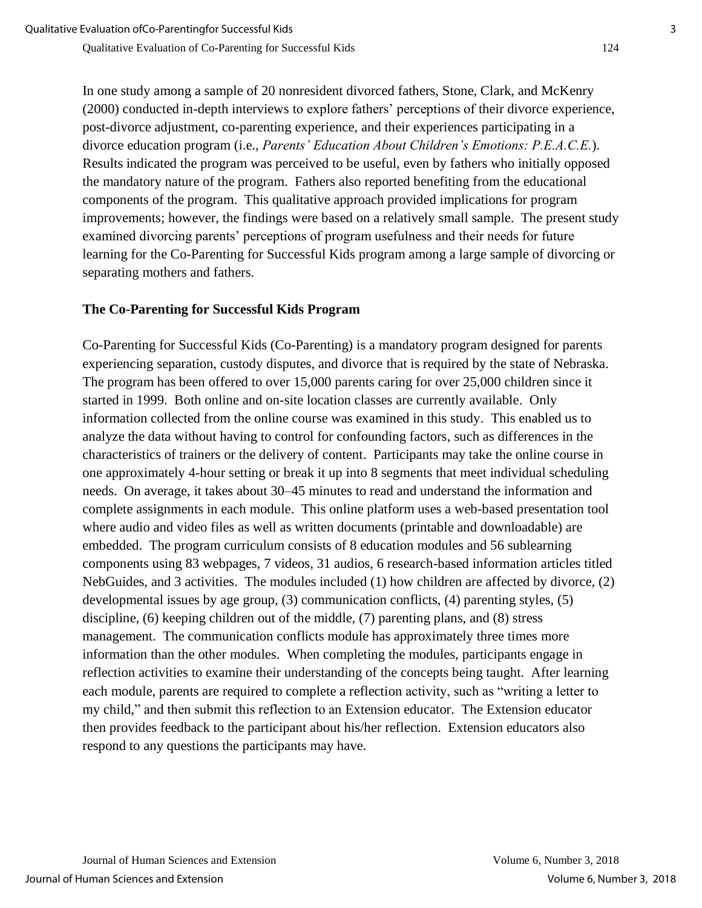In one study among a sample of 20 nonresident divorced fathers, Stone, Clark, and McKenry (2000) conducted in-depth interviews to explore fathers' perceptions of their divorce experience, post-divorce adjustment, co-parenting experience, and their experiences participating in a divorce education program (i.e., *Parents' Education About Children's Emotions: P.E.A.C.E.*). Results indicated the program was perceived to be useful, even by fathers who initially opposed the mandatory nature of the program. Fathers also reported benefiting from the educational components of the program. This qualitative approach provided implications for program improvements; however, the findings were based on a relatively small sample. The present study examined divorcing parents' perceptions of program usefulness and their needs for future learning for the Co-Parenting for Successful Kids program among a large sample of divorcing or separating mothers and fathers.

### The Co-Parenting for Successful Kids Program

Co-Parenting for Successful Kids (Co-Parenting) is a mandatory program designed for parents experiencing separation, custody disputes, and divorce that is required by the state of Nebraska. The program has been offered to over 15,000 parents caring for over 25,000 children since it started in 1999. Both online and on-site location classes are currently available. Only information collected from the online course was examined in this study. This enabled us to analyze the data without having to control for confounding factors, such as differences in the characteristics of trainers or the delivery of content. Participants may take the online course in one approximately 4-hour setting or break it up into 8 segments that meet individual scheduling needs. On average, it takes about 30–45 minutes to read and understand the information and complete assignments in each module. This online platform uses a web-based presentation tool where audio and video files as well as written documents (printable and downloadable) are embedded. The program curriculum consists of 8 education modules and 56 sublearning components using 83 webpages, 7 videos, 31 audios, 6 research-based information articles titled NebGuides, and 3 activities. The modules included (1) how children are affected by divorce, (2) developmental issues by age group, (3) communication conflicts, (4) parenting styles, (5) discipline, (6) keeping children out of the middle, (7) parenting plans, and (8) stress management. The communication conflicts module has approximately three times more information than the other modules. When completing the modules, participants engage in reflection activities to examine their understanding of the concepts being taught. After learning each module, parents are required to complete a reflection activity, such as "writing a letter to my child," and then submit this reflection to an Extension educator. The Extension educator then provides feedback to the participant about his/her reflection. Extension educators also respond to any questions the participants may have.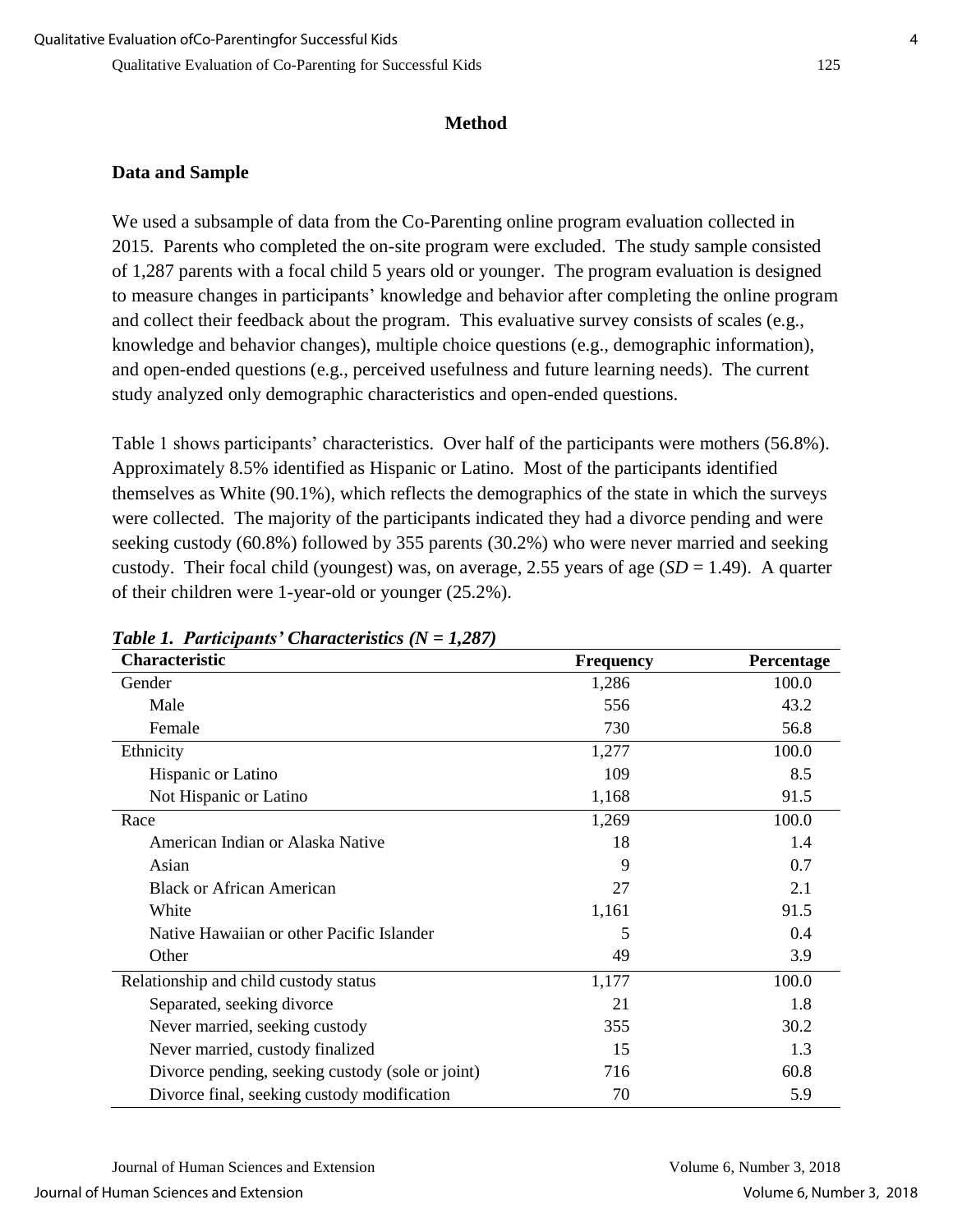## Method

### Data and Sample

We used a subsample of data from the Co-Parenting online program evaluation collected in 2015. Parents who completed the on-site program were excluded. The study sample consisted of 1,287 parents with a focal child 5 years old or younger. The program evaluation is designed to measure changes in participants' knowledge and behavior after completing the online program and collect their feedback about the program. This evaluative survey consists of scales (e.g., knowledge and behavior changes), multiple choice questions (e.g., demographic information), and open-ended questions (e.g., perceived usefulness and future learning needs). The current study analyzed only demographic characteristics and open-ended questions.

Table 1 shows participants' characteristics. Over half of the participants were mothers (56.8%). Approximately 8.5% identified as Hispanic or Latino. Most of the participants identified themselves as White (90.1%), which reflects the demographics of the state in which the surveys were collected. The majority of the participants indicated they had a divorce pending and were seeking custody (60.8%) followed by 355 parents (30.2%) who were never married and seeking custody. Their focal child (youngest) was, on average, 2.55 years of age (*SD* = 1.49). A quarter of their children were 1-year-old or younger (25.2%).

***Table 1. Participants' Characteristics (N = 1,287)***

| Characteristic | Frequency | Percentage |
|---|---|---|
| Gender | 1,286 | 100.0 |
| Male | 556 | 43.2 |
| Female | 730 | 56.8 |
| Ethnicity | 1,277 | 100.0 |
| Hispanic or Latino | 109 | 8.5 |
| Not Hispanic or Latino | 1,168 | 91.5 |
| Race | 1,269 | 100.0 |
| American Indian or Alaska Native | 18 | 1.4 |
| Asian | 9 | 0.7 |
| Black or African American | 27 | 2.1 |
| White | 1,161 | 91.5 |
| Native Hawaiian or other Pacific Islander | 5 | 0.4 |
| Other | 49 | 3.9 |
| Relationship and child custody status | 1,177 | 100.0 |
| Separated, seeking divorce | 21 | 1.8 |
| Never married, seeking custody | 355 | 30.2 |
| Never married, custody finalized | 15 | 1.3 |
| Divorce pending, seeking custody (sole or joint) | 716 | 60.8 |
| Divorce final, seeking custody modification | 70 | 5.9 |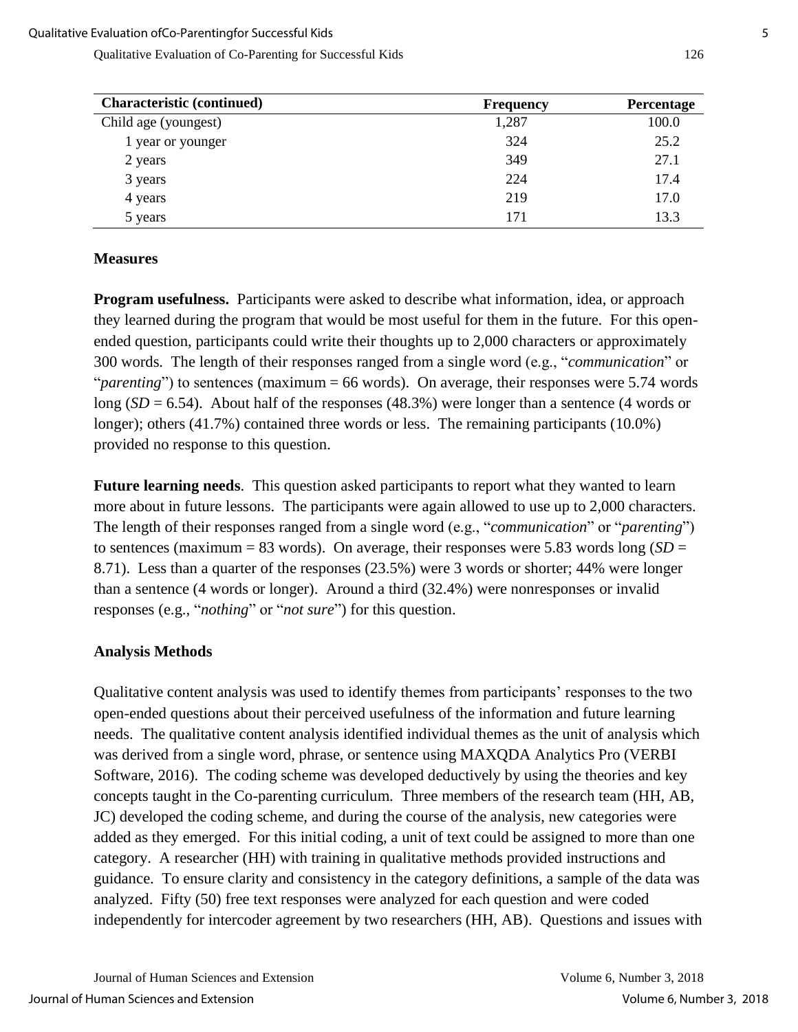| Characteristic (continued) | Frequency | Percentage |
|---|---|---|
| Child age (youngest) | 1,287 | 100.0 |
| 1 year or younger | 324 | 25.2 |
| 2 years | 349 | 27.1 |
| 3 years | 224 | 17.4 |
| 4 years | 219 | 17.0 |
| 5 years | 171 | 13.3 |

### Measures

**Program usefulness.** Participants were asked to describe what information, idea, or approach they learned during the program that would be most useful for them in the future. For this open-ended question, participants could write their thoughts up to 2,000 characters or approximately 300 words. The length of their responses ranged from a single word (e.g., "*communication*" or "*parenting*") to sentences (maximum = 66 words). On average, their responses were 5.74 words long ($SD$ = 6.54). About half of the responses (48.3%) were longer than a sentence (4 words or longer); others (41.7%) contained three words or less. The remaining participants (10.0%) provided no response to this question.

**Future learning needs**. This question asked participants to report what they wanted to learn more about in future lessons. The participants were again allowed to use up to 2,000 characters. The length of their responses ranged from a single word (e.g., "*communication*" or "*parenting*") to sentences (maximum = 83 words). On average, their responses were 5.83 words long ($SD$ = 8.71). Less than a quarter of the responses (23.5%) were 3 words or shorter; 44% were longer than a sentence (4 words or longer). Around a third (32.4%) were nonresponses or invalid responses (e.g., "*nothing*" or "*not sure*") for this question.

### Analysis Methods

Qualitative content analysis was used to identify themes from participants' responses to the two open-ended questions about their perceived usefulness of the information and future learning needs. The qualitative content analysis identified individual themes as the unit of analysis which was derived from a single word, phrase, or sentence using MAXQDA Analytics Pro (VERBI Software, 2016). The coding scheme was developed deductively by using the theories and key concepts taught in the Co-parenting curriculum. Three members of the research team (HH, AB, JC) developed the coding scheme, and during the course of the analysis, new categories were added as they emerged. For this initial coding, a unit of text could be assigned to more than one category. A researcher (HH) with training in qualitative methods provided instructions and guidance. To ensure clarity and consistency in the category definitions, a sample of the data was analyzed. Fifty (50) free text responses were analyzed for each question and were coded independently for intercoder agreement by two researchers (HH, AB). Questions and issues with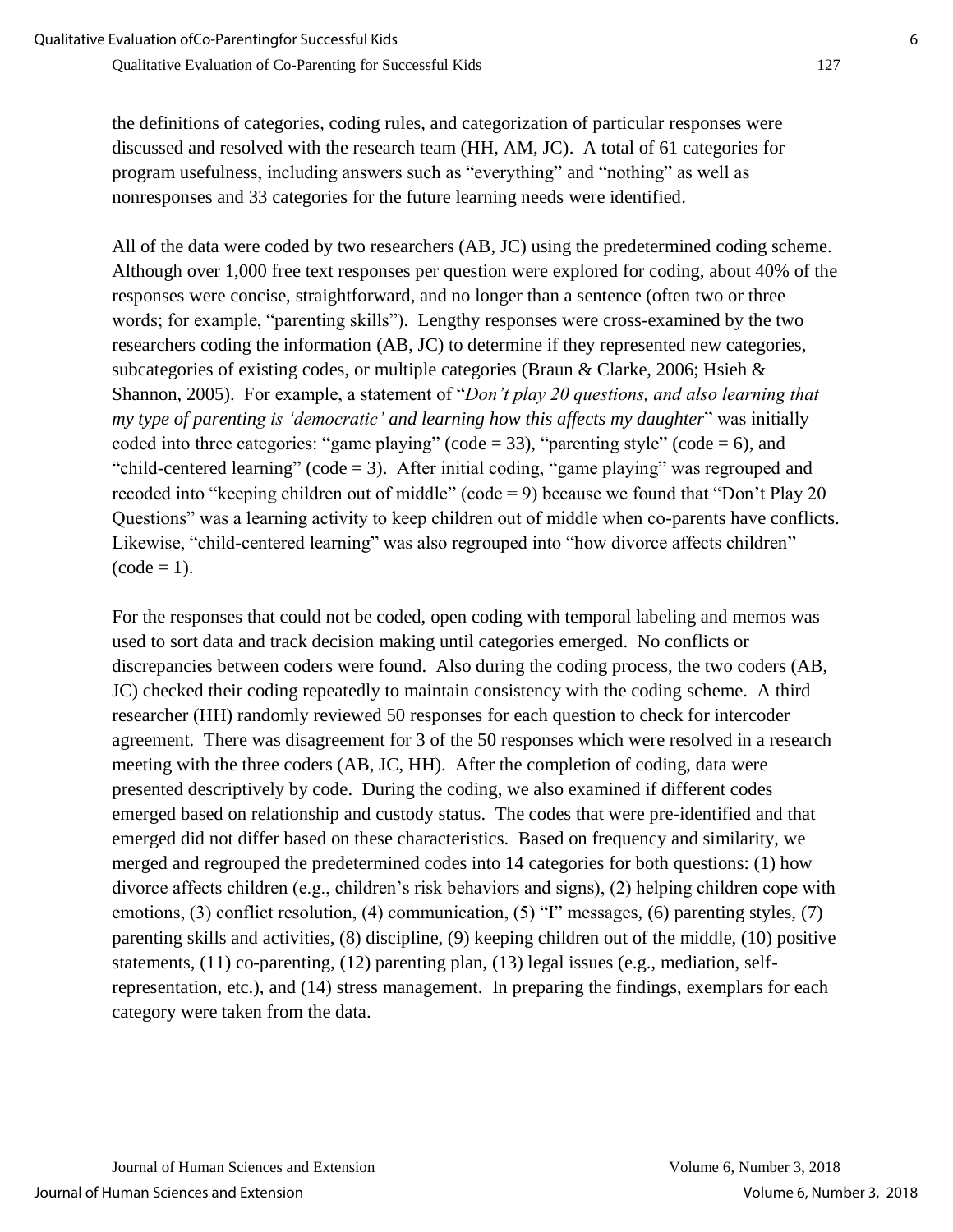the definitions of categories, coding rules, and categorization of particular responses were discussed and resolved with the research team (HH, AM, JC). A total of 61 categories for program usefulness, including answers such as "everything" and "nothing" as well as nonresponses and 33 categories for the future learning needs were identified.

All of the data were coded by two researchers (AB, JC) using the predetermined coding scheme. Although over 1,000 free text responses per question were explored for coding, about 40% of the responses were concise, straightforward, and no longer than a sentence (often two or three words; for example, "parenting skills"). Lengthy responses were cross-examined by the two researchers coding the information (AB, JC) to determine if they represented new categories, subcategories of existing codes, or multiple categories (Braun & Clarke, 2006; Hsieh & Shannon, 2005). For example, a statement of "*Don't play 20 questions, and also learning that my type of parenting is 'democratic' and learning how this affects my daughter*" was initially coded into three categories: "game playing" (code = 33), "parenting style" (code = 6), and "child-centered learning" (code = 3). After initial coding, "game playing" was regrouped and recoded into "keeping children out of middle" (code = 9) because we found that "Don't Play 20 Questions" was a learning activity to keep children out of middle when co-parents have conflicts. Likewise, "child-centered learning" was also regrouped into "how divorce affects children" (code = 1).

For the responses that could not be coded, open coding with temporal labeling and memos was used to sort data and track decision making until categories emerged. No conflicts or discrepancies between coders were found. Also during the coding process, the two coders (AB, JC) checked their coding repeatedly to maintain consistency with the coding scheme. A third researcher (HH) randomly reviewed 50 responses for each question to check for intercoder agreement. There was disagreement for 3 of the 50 responses which were resolved in a research meeting with the three coders (AB, JC, HH). After the completion of coding, data were presented descriptively by code. During the coding, we also examined if different codes emerged based on relationship and custody status. The codes that were pre-identified and that emerged did not differ based on these characteristics. Based on frequency and similarity, we merged and regrouped the predetermined codes into 14 categories for both questions: (1) how divorce affects children (e.g., children's risk behaviors and signs), (2) helping children cope with emotions, (3) conflict resolution, (4) communication, (5) "I" messages, (6) parenting styles, (7) parenting skills and activities, (8) discipline, (9) keeping children out of the middle, (10) positive statements, (11) co-parenting, (12) parenting plan, (13) legal issues (e.g., mediation, self-representation, etc.), and (14) stress management. In preparing the findings, exemplars for each category were taken from the data.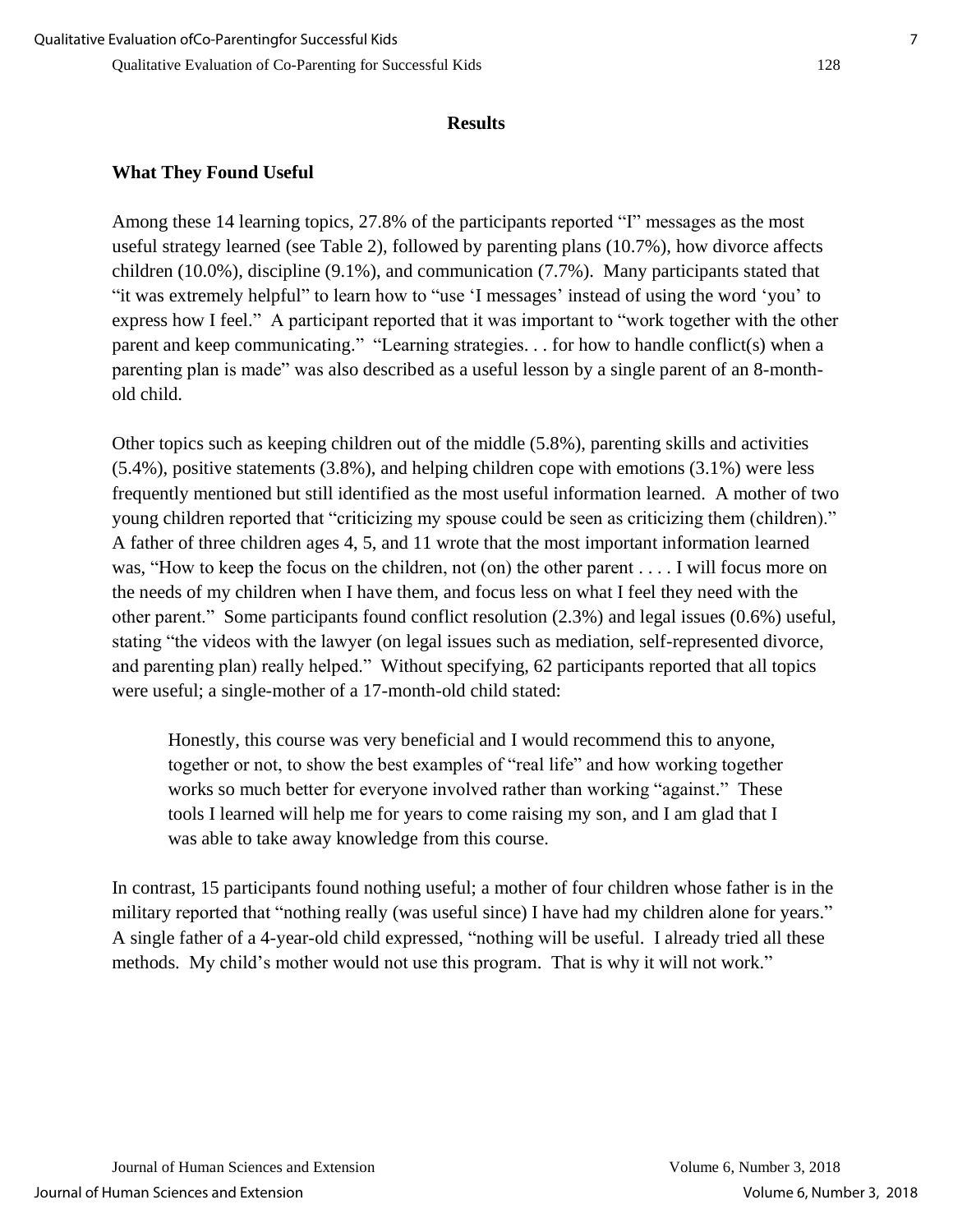## Results

### What They Found Useful

Among these 14 learning topics, 27.8% of the participants reported "I" messages as the most useful strategy learned (see Table 2), followed by parenting plans (10.7%), how divorce affects children (10.0%), discipline (9.1%), and communication (7.7%). Many participants stated that "it was extremely helpful" to learn how to "use 'I messages' instead of using the word 'you' to express how I feel." A participant reported that it was important to "work together with the other parent and keep communicating." "Learning strategies. . . for how to handle conflict(s) when a parenting plan is made" was also described as a useful lesson by a single parent of an 8-month-old child.

Other topics such as keeping children out of the middle (5.8%), parenting skills and activities (5.4%), positive statements (3.8%), and helping children cope with emotions (3.1%) were less frequently mentioned but still identified as the most useful information learned. A mother of two young children reported that "criticizing my spouse could be seen as criticizing them (children)." A father of three children ages 4, 5, and 11 wrote that the most important information learned was, "How to keep the focus on the children, not (on) the other parent . . . . I will focus more on the needs of my children when I have them, and focus less on what I feel they need with the other parent." Some participants found conflict resolution (2.3%) and legal issues (0.6%) useful, stating "the videos with the lawyer (on legal issues such as mediation, self-represented divorce, and parenting plan) really helped." Without specifying, 62 participants reported that all topics were useful; a single-mother of a 17-month-old child stated:

> Honestly, this course was very beneficial and I would recommend this to anyone, together or not, to show the best examples of "real life" and how working together works so much better for everyone involved rather than working "against." These tools I learned will help me for years to come raising my son, and I am glad that I was able to take away knowledge from this course.

In contrast, 15 participants found nothing useful; a mother of four children whose father is in the military reported that "nothing really (was useful since) I have had my children alone for years." A single father of a 4-year-old child expressed, "nothing will be useful. I already tried all these methods. My child's mother would not use this program. That is why it will not work."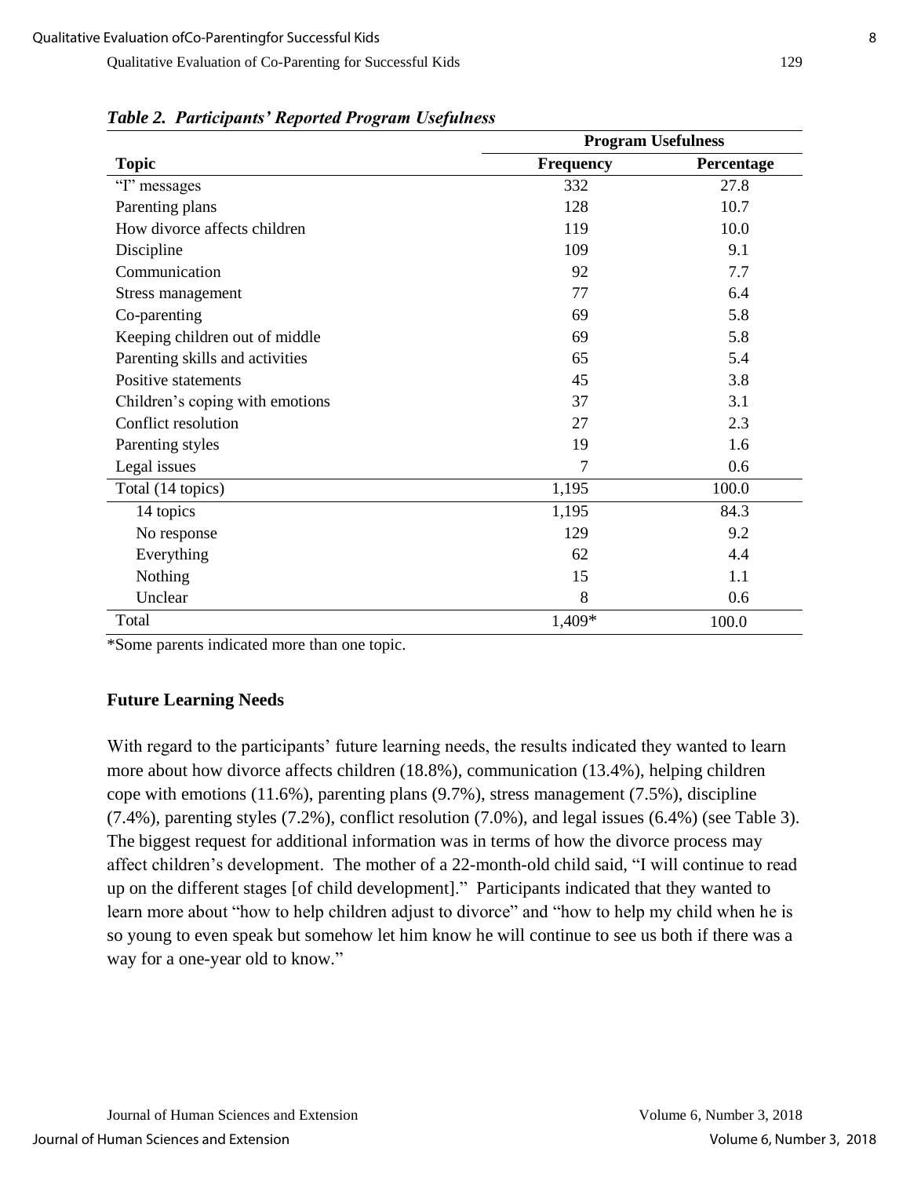***Table 2. Participants' Reported Program Usefulness***

| Topic | Program Usefulness | |
|---|---|---|
| | **Frequency** | **Percentage** |
| "I" messages | 332 | 27.8 |
| Parenting plans | 128 | 10.7 |
| How divorce affects children | 119 | 10.0 |
| Discipline | 109 | 9.1 |
| Communication | 92 | 7.7 |
| Stress management | 77 | 6.4 |
| Co-parenting | 69 | 5.8 |
| Keeping children out of middle | 69 | 5.8 |
| Parenting skills and activities | 65 | 5.4 |
| Positive statements | 45 | 3.8 |
| Children's coping with emotions | 37 | 3.1 |
| Conflict resolution | 27 | 2.3 |
| Parenting styles | 19 | 1.6 |
| Legal issues | 7 | 0.6 |
| Total (14 topics) | 1,195 | 100.0 |
| 14 topics | 1,195 | 84.3 |
| No response | 129 | 9.2 |
| Everything | 62 | 4.4 |
| Nothing | 15 | 1.1 |
| Unclear | 8 | 0.6 |
| Total | 1,409* | 100.0 |

*Some parents indicated more than one topic.

### Future Learning Needs

With regard to the participants' future learning needs, the results indicated they wanted to learn more about how divorce affects children (18.8%), communication (13.4%), helping children cope with emotions (11.6%), parenting plans (9.7%), stress management (7.5%), discipline (7.4%), parenting styles (7.2%), conflict resolution (7.0%), and legal issues (6.4%) (see Table 3). The biggest request for additional information was in terms of how the divorce process may affect children's development. The mother of a 22-month-old child said, "I will continue to read up on the different stages [of child development]." Participants indicated that they wanted to learn more about "how to help children adjust to divorce" and "how to help my child when he is so young to even speak but somehow let him know he will continue to see us both if there was a way for a one-year old to know."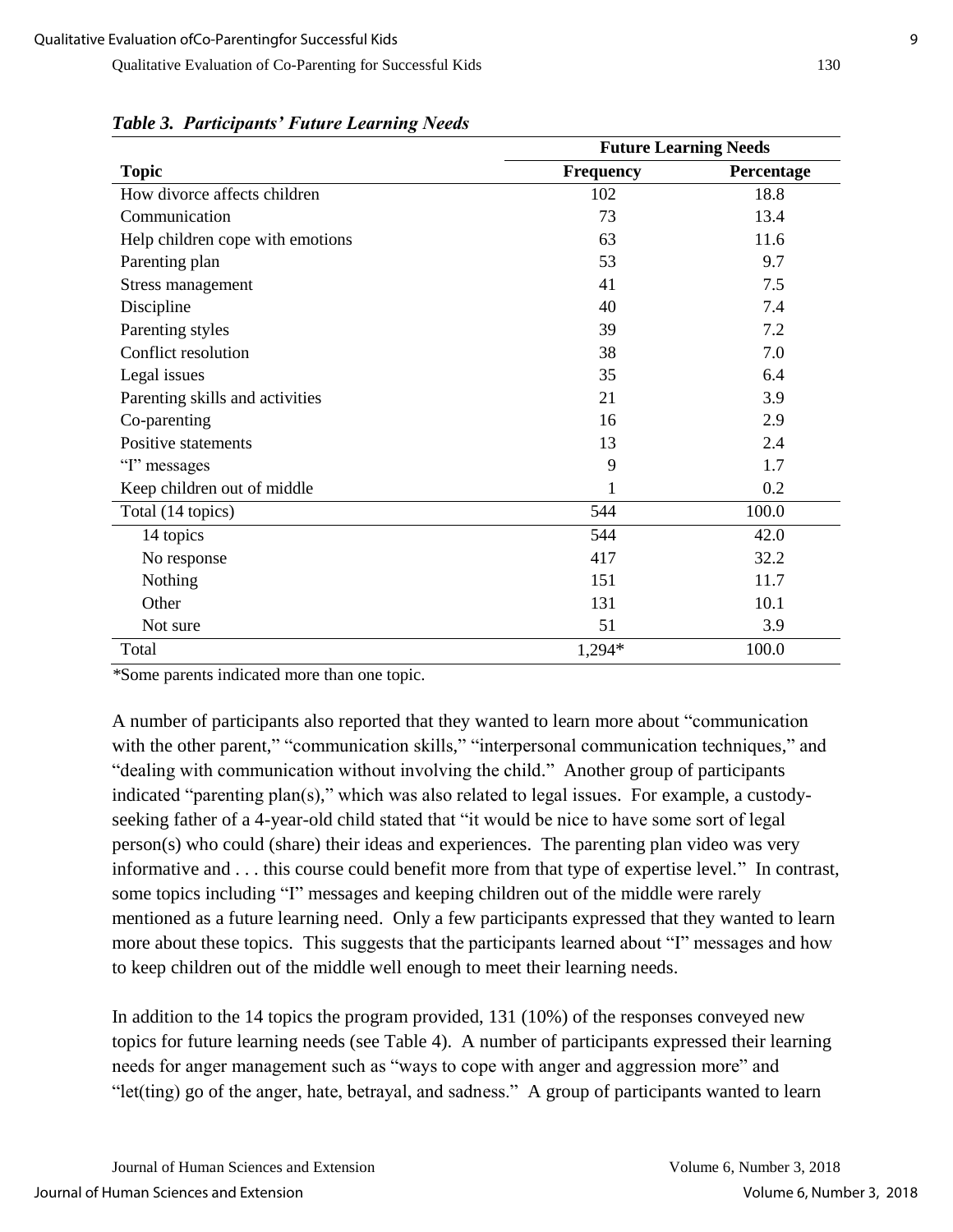***Table 3. Participants' Future Learning Needs***

| Topic | Future Learning Needs | |
|---|---|---|
| | **Frequency** | **Percentage** |
| How divorce affects children | 102 | 18.8 |
| Communication | 73 | 13.4 |
| Help children cope with emotions | 63 | 11.6 |
| Parenting plan | 53 | 9.7 |
| Stress management | 41 | 7.5 |
| Discipline | 40 | 7.4 |
| Parenting styles | 39 | 7.2 |
| Conflict resolution | 38 | 7.0 |
| Legal issues | 35 | 6.4 |
| Parenting skills and activities | 21 | 3.9 |
| Co-parenting | 16 | 2.9 |
| Positive statements | 13 | 2.4 |
| "I" messages | 9 | 1.7 |
| Keep children out of middle | 1 | 0.2 |
| Total (14 topics) | 544 | 100.0 |
| 14 topics | 544 | 42.0 |
| No response | 417 | 32.2 |
| Nothing | 151 | 11.7 |
| Other | 131 | 10.1 |
| Not sure | 51 | 3.9 |
| Total | 1,294* | 100.0 |

*Some parents indicated more than one topic.

A number of participants also reported that they wanted to learn more about "communication with the other parent," "communication skills," "interpersonal communication techniques," and "dealing with communication without involving the child." Another group of participants indicated "parenting plan(s)," which was also related to legal issues. For example, a custody-seeking father of a 4-year-old child stated that "it would be nice to have some sort of legal person(s) who could (share) their ideas and experiences. The parenting plan video was very informative and . . . this course could benefit more from that type of expertise level." In contrast, some topics including "I" messages and keeping children out of the middle were rarely mentioned as a future learning need. Only a few participants expressed that they wanted to learn more about these topics. This suggests that the participants learned about "I" messages and how to keep children out of the middle well enough to meet their learning needs.

In addition to the 14 topics the program provided, 131 (10%) of the responses conveyed new topics for future learning needs (see Table 4). A number of participants expressed their learning needs for anger management such as "ways to cope with anger and aggression more" and "let(ting) go of the anger, hate, betrayal, and sadness." A group of participants wanted to learn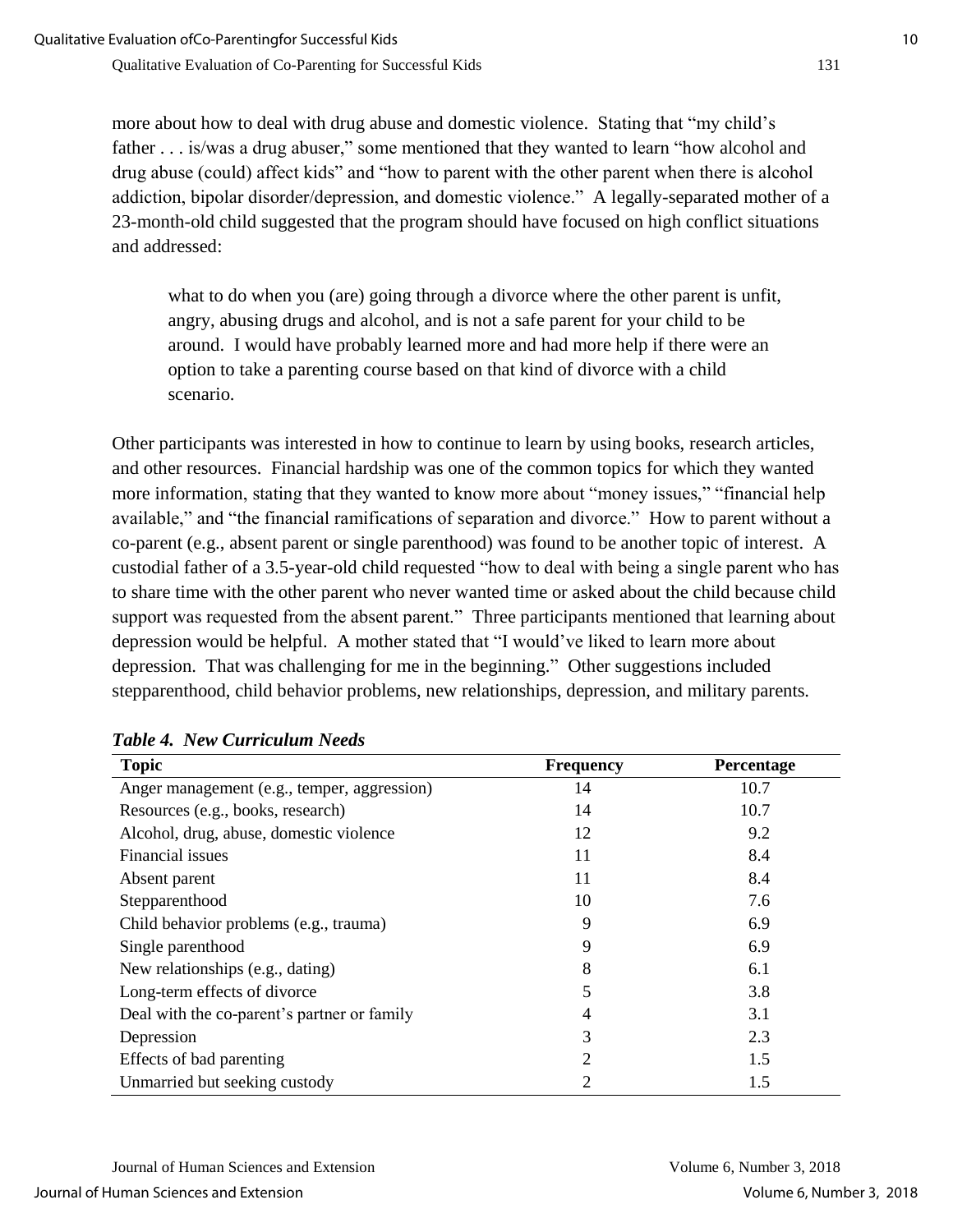more about how to deal with drug abuse and domestic violence. Stating that "my child's father . . . is/was a drug abuser," some mentioned that they wanted to learn "how alcohol and drug abuse (could) affect kids" and "how to parent with the other parent when there is alcohol addiction, bipolar disorder/depression, and domestic violence." A legally-separated mother of a 23-month-old child suggested that the program should have focused on high conflict situations and addressed:

> what to do when you (are) going through a divorce where the other parent is unfit, angry, abusing drugs and alcohol, and is not a safe parent for your child to be around. I would have probably learned more and had more help if there were an option to take a parenting course based on that kind of divorce with a child scenario.

Other participants was interested in how to continue to learn by using books, research articles, and other resources. Financial hardship was one of the common topics for which they wanted more information, stating that they wanted to know more about "money issues," "financial help available," and "the financial ramifications of separation and divorce." How to parent without a co-parent (e.g., absent parent or single parenthood) was found to be another topic of interest. A custodial father of a 3.5-year-old child requested "how to deal with being a single parent who has to share time with the other parent who never wanted time or asked about the child because child support was requested from the absent parent." Three participants mentioned that learning about depression would be helpful. A mother stated that "I would've liked to learn more about depression. That was challenging for me in the beginning." Other suggestions included stepparenthood, child behavior problems, new relationships, depression, and military parents.

***Table 4. New Curriculum Needs***

| Topic | Frequency | Percentage |
|---|---|---|
| Anger management (e.g., temper, aggression) | 14 | 10.7 |
| Resources (e.g., books, research) | 14 | 10.7 |
| Alcohol, drug, abuse, domestic violence | 12 | 9.2 |
| Financial issues | 11 | 8.4 |
| Absent parent | 11 | 8.4 |
| Stepparenthood | 10 | 7.6 |
| Child behavior problems (e.g., trauma) | 9 | 6.9 |
| Single parenthood | 9 | 6.9 |
| New relationships (e.g., dating) | 8 | 6.1 |
| Long-term effects of divorce | 5 | 3.8 |
| Deal with the co-parent's partner or family | 4 | 3.1 |
| Depression | 3 | 2.3 |
| Effects of bad parenting | 2 | 1.5 |
| Unmarried but seeking custody | 2 | 1.5 |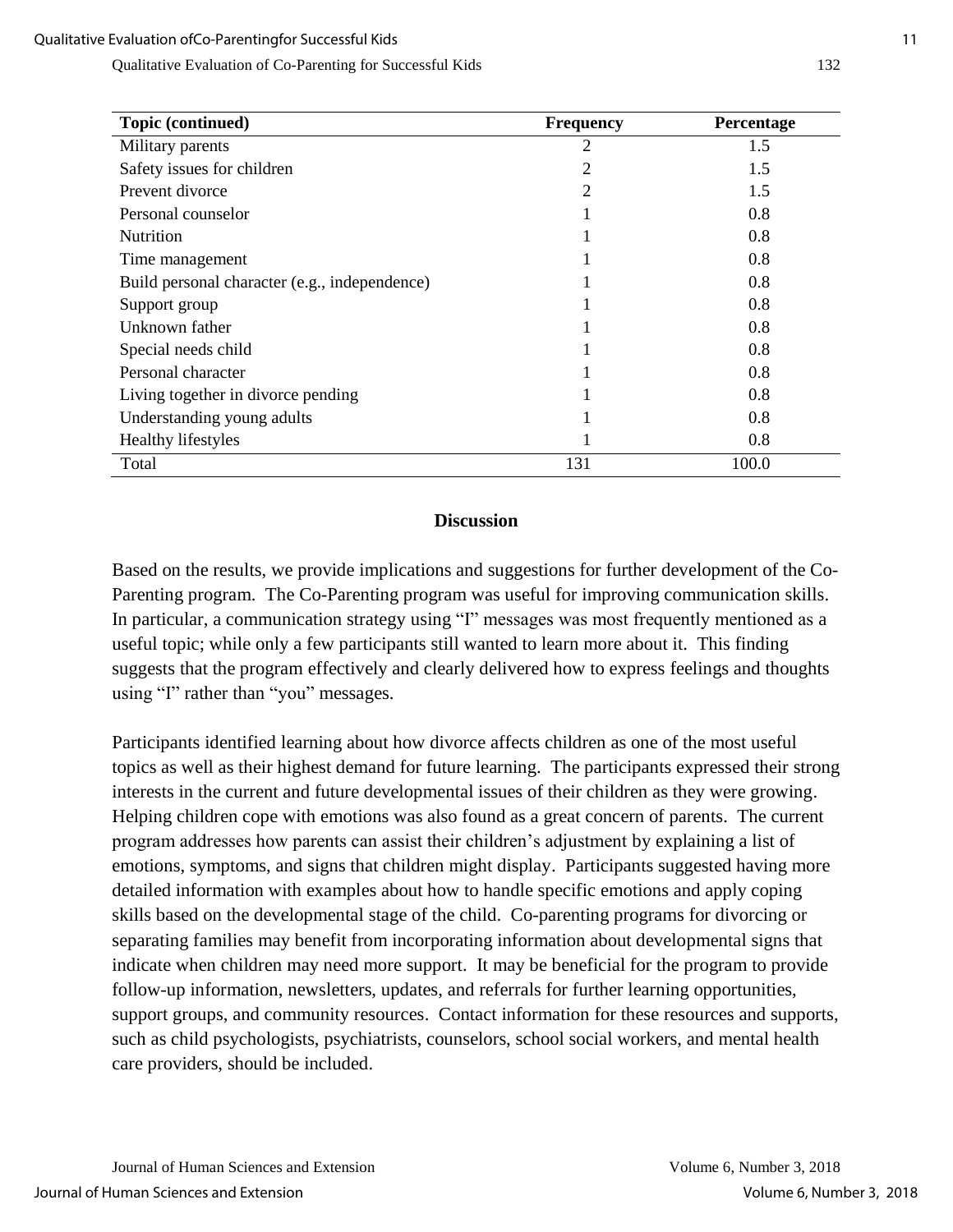| Topic (continued) | Frequency | Percentage |
|---|---|---|
| Military parents | 2 | 1.5 |
| Safety issues for children | 2 | 1.5 |
| Prevent divorce | 2 | 1.5 |
| Personal counselor | 1 | 0.8 |
| Nutrition | 1 | 0.8 |
| Time management | 1 | 0.8 |
| Build personal character (e.g., independence) | 1 | 0.8 |
| Support group | 1 | 0.8 |
| Unknown father | 1 | 0.8 |
| Special needs child | 1 | 0.8 |
| Personal character | 1 | 0.8 |
| Living together in divorce pending | 1 | 0.8 |
| Understanding young adults | 1 | 0.8 |
| Healthy lifestyles | 1 | 0.8 |
| Total | 131 | 100.0 |

## Discussion

Based on the results, we provide implications and suggestions for further development of the Co-Parenting program. The Co-Parenting program was useful for improving communication skills. In particular, a communication strategy using "I" messages was most frequently mentioned as a useful topic; while only a few participants still wanted to learn more about it. This finding suggests that the program effectively and clearly delivered how to express feelings and thoughts using "I" rather than "you" messages.

Participants identified learning about how divorce affects children as one of the most useful topics as well as their highest demand for future learning. The participants expressed their strong interests in the current and future developmental issues of their children as they were growing. Helping children cope with emotions was also found as a great concern of parents. The current program addresses how parents can assist their children's adjustment by explaining a list of emotions, symptoms, and signs that children might display. Participants suggested having more detailed information with examples about how to handle specific emotions and apply coping skills based on the developmental stage of the child. Co-parenting programs for divorcing or separating families may benefit from incorporating information about developmental signs that indicate when children may need more support. It may be beneficial for the program to provide follow-up information, newsletters, updates, and referrals for further learning opportunities, support groups, and community resources. Contact information for these resources and supports, such as child psychologists, psychiatrists, counselors, school social workers, and mental health care providers, should be included.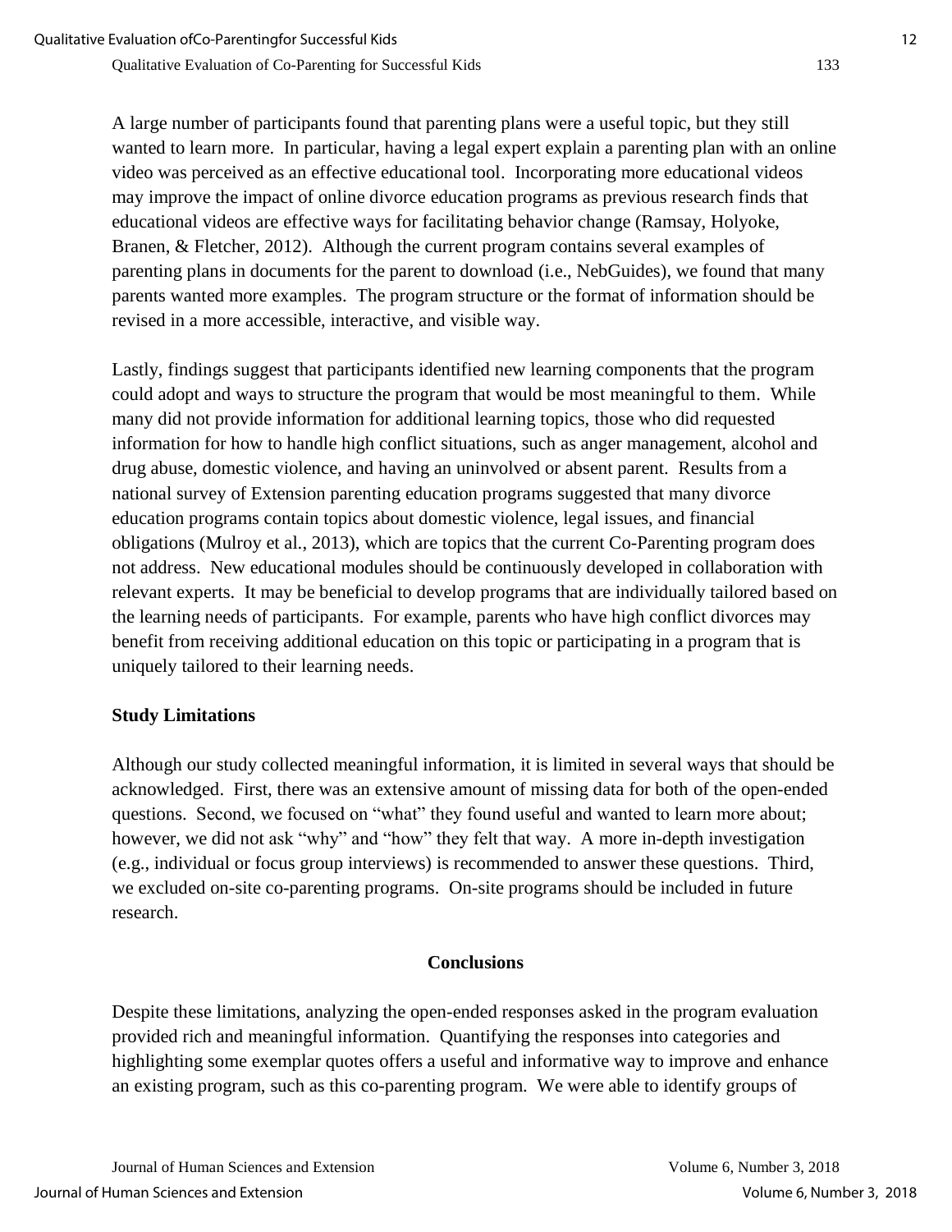A large number of participants found that parenting plans were a useful topic, but they still wanted to learn more. In particular, having a legal expert explain a parenting plan with an online video was perceived as an effective educational tool. Incorporating more educational videos may improve the impact of online divorce education programs as previous research finds that educational videos are effective ways for facilitating behavior change (Ramsay, Holyoke, Branen, & Fletcher, 2012). Although the current program contains several examples of parenting plans in documents for the parent to download (i.e., NebGuides), we found that many parents wanted more examples. The program structure or the format of information should be revised in a more accessible, interactive, and visible way.

Lastly, findings suggest that participants identified new learning components that the program could adopt and ways to structure the program that would be most meaningful to them. While many did not provide information for additional learning topics, those who did requested information for how to handle high conflict situations, such as anger management, alcohol and drug abuse, domestic violence, and having an uninvolved or absent parent. Results from a national survey of Extension parenting education programs suggested that many divorce education programs contain topics about domestic violence, legal issues, and financial obligations (Mulroy et al., 2013), which are topics that the current Co-Parenting program does not address. New educational modules should be continuously developed in collaboration with relevant experts. It may be beneficial to develop programs that are individually tailored based on the learning needs of participants. For example, parents who have high conflict divorces may benefit from receiving additional education on this topic or participating in a program that is uniquely tailored to their learning needs.

### Study Limitations

Although our study collected meaningful information, it is limited in several ways that should be acknowledged. First, there was an extensive amount of missing data for both of the open-ended questions. Second, we focused on "what" they found useful and wanted to learn more about; however, we did not ask "why" and "how" they felt that way. A more in-depth investigation (e.g., individual or focus group interviews) is recommended to answer these questions. Third, we excluded on-site co-parenting programs. On-site programs should be included in future research.

## Conclusions

Despite these limitations, analyzing the open-ended responses asked in the program evaluation provided rich and meaningful information. Quantifying the responses into categories and highlighting some exemplar quotes offers a useful and informative way to improve and enhance an existing program, such as this co-parenting program. We were able to identify groups of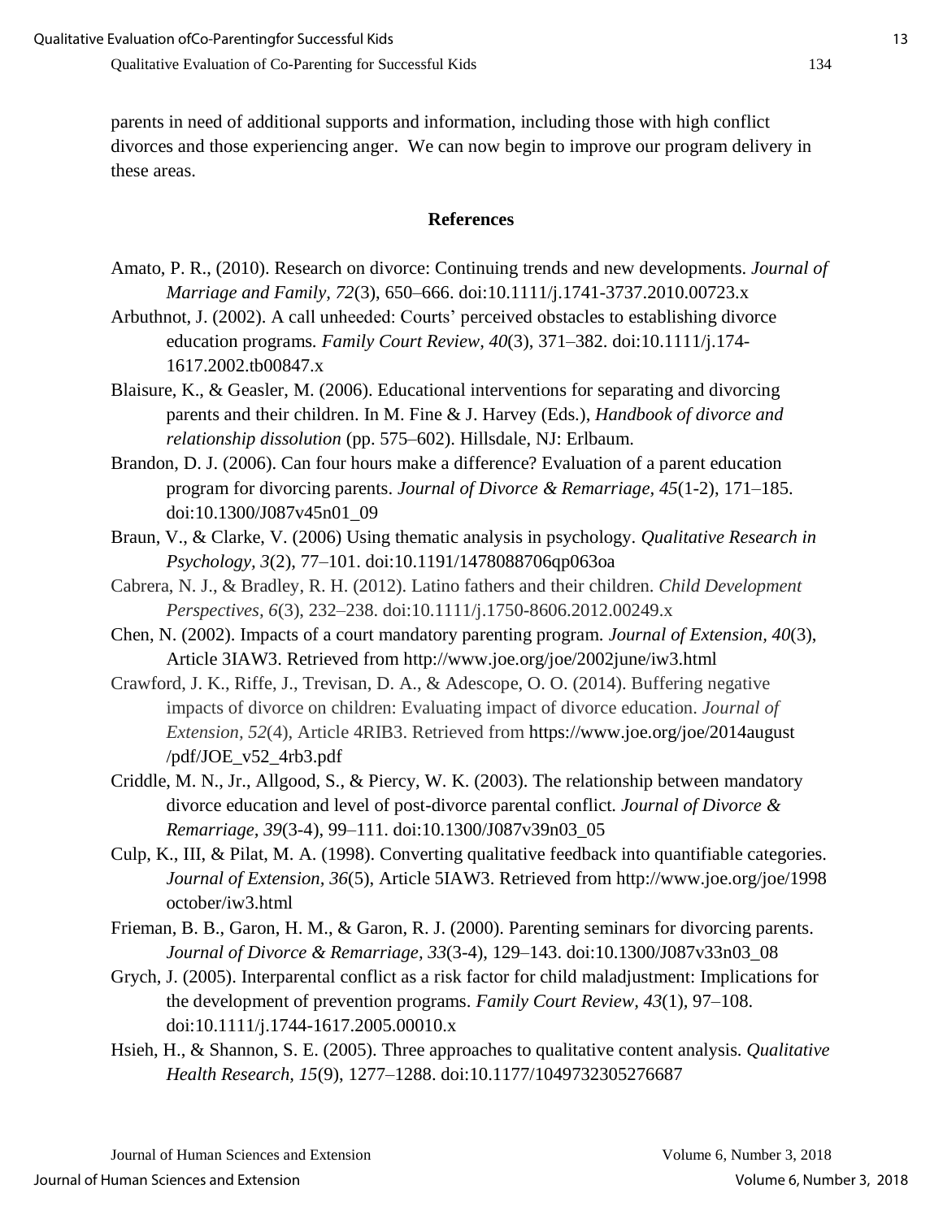parents in need of additional supports and information, including those with high conflict divorces and those experiencing anger. We can now begin to improve our program delivery in these areas.

## References

Amato, P. R., (2010). Research on divorce: Continuing trends and new developments. *Journal of Marriage and Family, 72*(3), 650–666. doi:10.1111/j.1741-3737.2010.00723.x

Arbuthnot, J. (2002). A call unheeded: Courts' perceived obstacles to establishing divorce education programs. *Family Court Review, 40*(3), 371–382. doi:10.1111/j.174-1617.2002.tb00847.x

Blaisure, K., & Geasler, M. (2006). Educational interventions for separating and divorcing parents and their children. In M. Fine & J. Harvey (Eds.), *Handbook of divorce and relationship dissolution* (pp. 575–602). Hillsdale, NJ: Erlbaum.

Brandon, D. J. (2006). Can four hours make a difference? Evaluation of a parent education program for divorcing parents. *Journal of Divorce & Remarriage, 45*(1-2), 171–185. doi:10.1300/J087v45n01_09

Braun, V., & Clarke, V. (2006) Using thematic analysis in psychology. *Qualitative Research in Psychology, 3*(2), 77–101. doi:10.1191/1478088706qp063oa

Cabrera, N. J., & Bradley, R. H. (2012). Latino fathers and their children. *Child Development Perspectives, 6*(3), 232–238. doi:10.1111/j.1750-8606.2012.00249.x

Chen, N. (2002). Impacts of a court mandatory parenting program. *Journal of Extension, 40*(3), Article 3IAW3. Retrieved from http://www.joe.org/joe/2002june/iw3.html

Crawford, J. K., Riffe, J., Trevisan, D. A., & Adescope, O. O. (2014). Buffering negative impacts of divorce on children: Evaluating impact of divorce education. *Journal of Extension, 52*(4), Article 4RIB3. Retrieved from https://www.joe.org/joe/2014august/pdf/JOE_v52_4rb3.pdf

Criddle, M. N., Jr., Allgood, S., & Piercy, W. K. (2003). The relationship between mandatory divorce education and level of post-divorce parental conflict. *Journal of Divorce & Remarriage, 39*(3-4), 99–111. doi:10.1300/J087v39n03_05

Culp, K., III, & Pilat, M. A. (1998). Converting qualitative feedback into quantifiable categories. *Journal of Extension, 36*(5), Article 5IAW3. Retrieved from http://www.joe.org/joe/1998october/iw3.html

Frieman, B. B., Garon, H. M., & Garon, R. J. (2000). Parenting seminars for divorcing parents. *Journal of Divorce & Remarriage, 33*(3-4), 129–143. doi:10.1300/J087v33n03_08

Grych, J. (2005). Interparental conflict as a risk factor for child maladjustment: Implications for the development of prevention programs. *Family Court Review, 43*(1), 97–108. doi:10.1111/j.1744-1617.2005.00010.x

Hsieh, H., & Shannon, S. E. (2005). Three approaches to qualitative content analysis. *Qualitative Health Research, 15*(9), 1277–1288. doi:10.1177/1049732305276687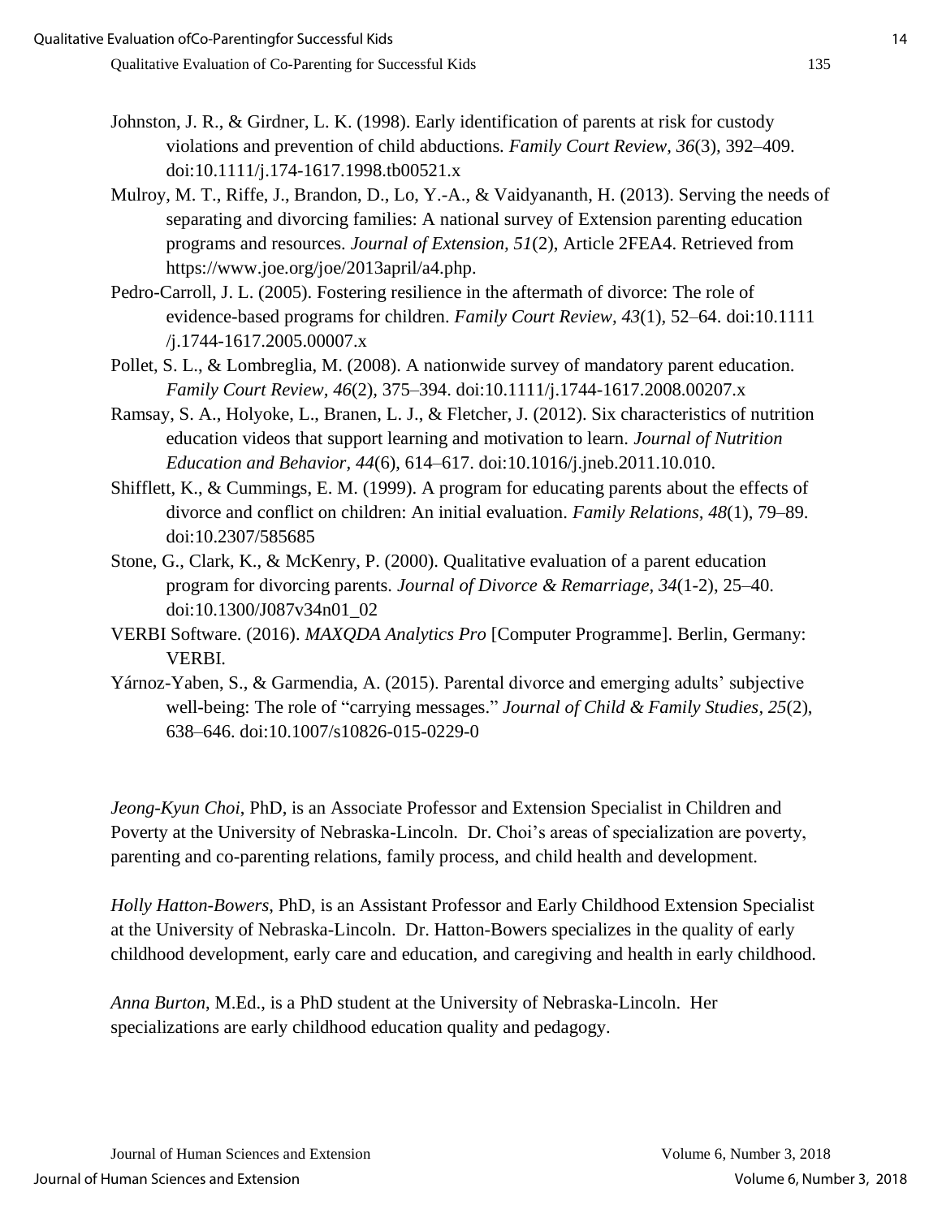Johnston, J. R., & Girdner, L. K. (1998). Early identification of parents at risk for custody violations and prevention of child abductions. *Family Court Review, 36*(3), 392–409. doi:10.1111/j.174-1617.1998.tb00521.x

Mulroy, M. T., Riffe, J., Brandon, D., Lo, Y.-A., & Vaidyananth, H. (2013). Serving the needs of separating and divorcing families: A national survey of Extension parenting education programs and resources. *Journal of Extension, 51*(2), Article 2FEA4. Retrieved from https://www.joe.org/joe/2013april/a4.php.

Pedro-Carroll, J. L. (2005). Fostering resilience in the aftermath of divorce: The role of evidence-based programs for children. *Family Court Review, 43*(1), 52–64. doi:10.1111/j.1744-1617.2005.00007.x

Pollet, S. L., & Lombreglia, M. (2008). A nationwide survey of mandatory parent education. *Family Court Review, 46*(2), 375–394. doi:10.1111/j.1744-1617.2008.00207.x

Ramsay, S. A., Holyoke, L., Branen, L. J., & Fletcher, J. (2012). Six characteristics of nutrition education videos that support learning and motivation to learn. *Journal of Nutrition Education and Behavior, 44*(6), 614–617. doi:10.1016/j.jneb.2011.10.010.

Shifflett, K., & Cummings, E. M. (1999). A program for educating parents about the effects of divorce and conflict on children: An initial evaluation. *Family Relations, 48*(1), 79–89. doi:10.2307/585685

Stone, G., Clark, K., & McKenry, P. (2000). Qualitative evaluation of a parent education program for divorcing parents. *Journal of Divorce & Remarriage, 34*(1-2), 25–40. doi:10.1300/J087v34n01_02

VERBI Software. (2016). *MAXQDA Analytics Pro* [Computer Programme]. Berlin, Germany: VERBI.

Yárnoz-Yaben, S., & Garmendia, A. (2015). Parental divorce and emerging adults' subjective well-being: The role of "carrying messages." *Journal of Child & Family Studies, 25*(2), 638–646. doi:10.1007/s10826-015-0229-0

*Jeong-Kyun Choi*, PhD, is an Associate Professor and Extension Specialist in Children and Poverty at the University of Nebraska-Lincoln. Dr. Choi's areas of specialization are poverty, parenting and co-parenting relations, family process, and child health and development.

*Holly Hatton-Bowers*, PhD, is an Assistant Professor and Early Childhood Extension Specialist at the University of Nebraska-Lincoln. Dr. Hatton-Bowers specializes in the quality of early childhood development, early care and education, and caregiving and health in early childhood.

*Anna Burton*, M.Ed., is a PhD student at the University of Nebraska-Lincoln. Her specializations are early childhood education quality and pedagogy.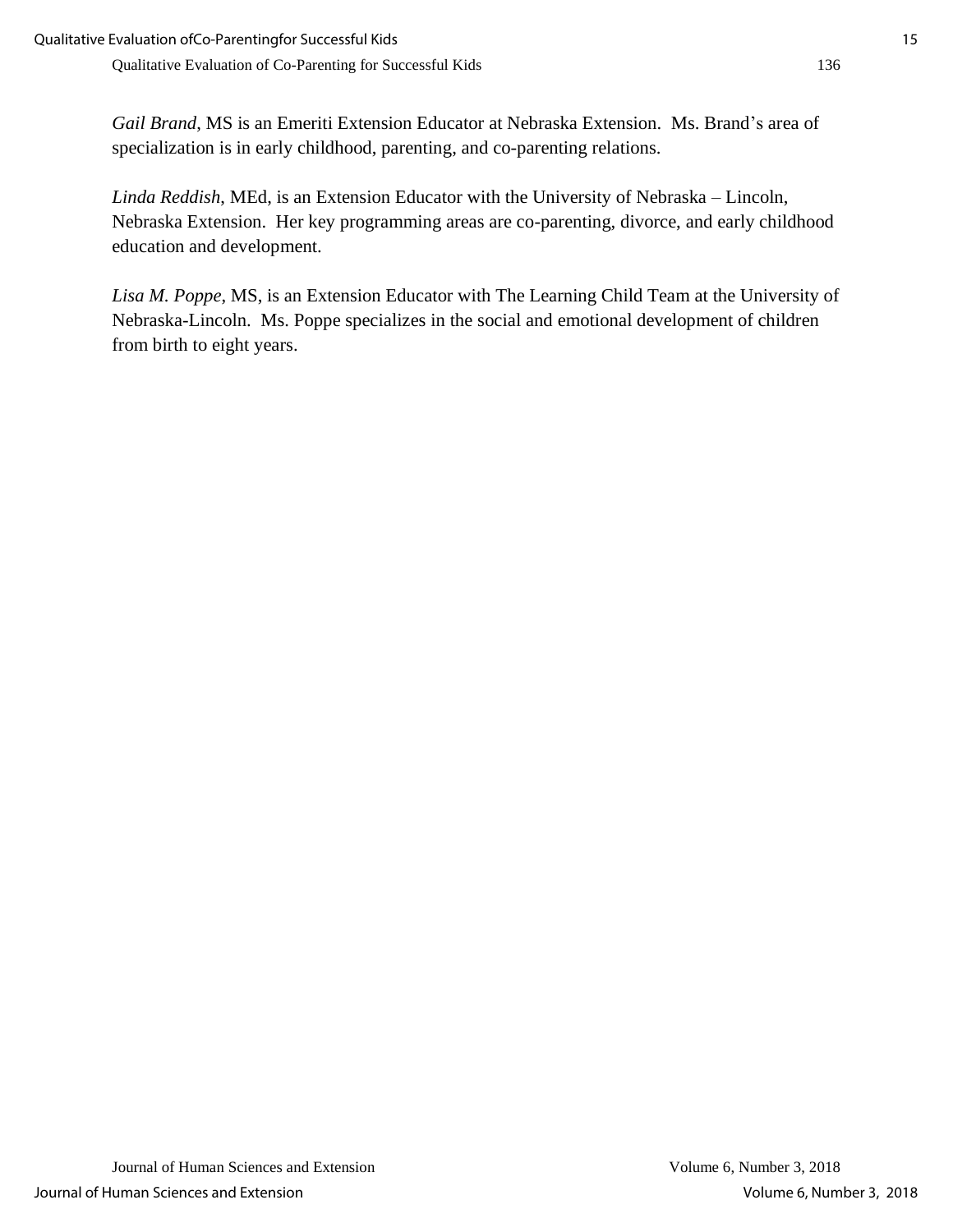*Gail Brand*, MS is an Emeriti Extension Educator at Nebraska Extension. Ms. Brand's area of specialization is in early childhood, parenting, and co-parenting relations.

*Linda Reddish*, MEd, is an Extension Educator with the University of Nebraska – Lincoln, Nebraska Extension. Her key programming areas are co-parenting, divorce, and early childhood education and development.

*Lisa M. Poppe*, MS, is an Extension Educator with The Learning Child Team at the University of Nebraska-Lincoln. Ms. Poppe specializes in the social and emotional development of children from birth to eight years.